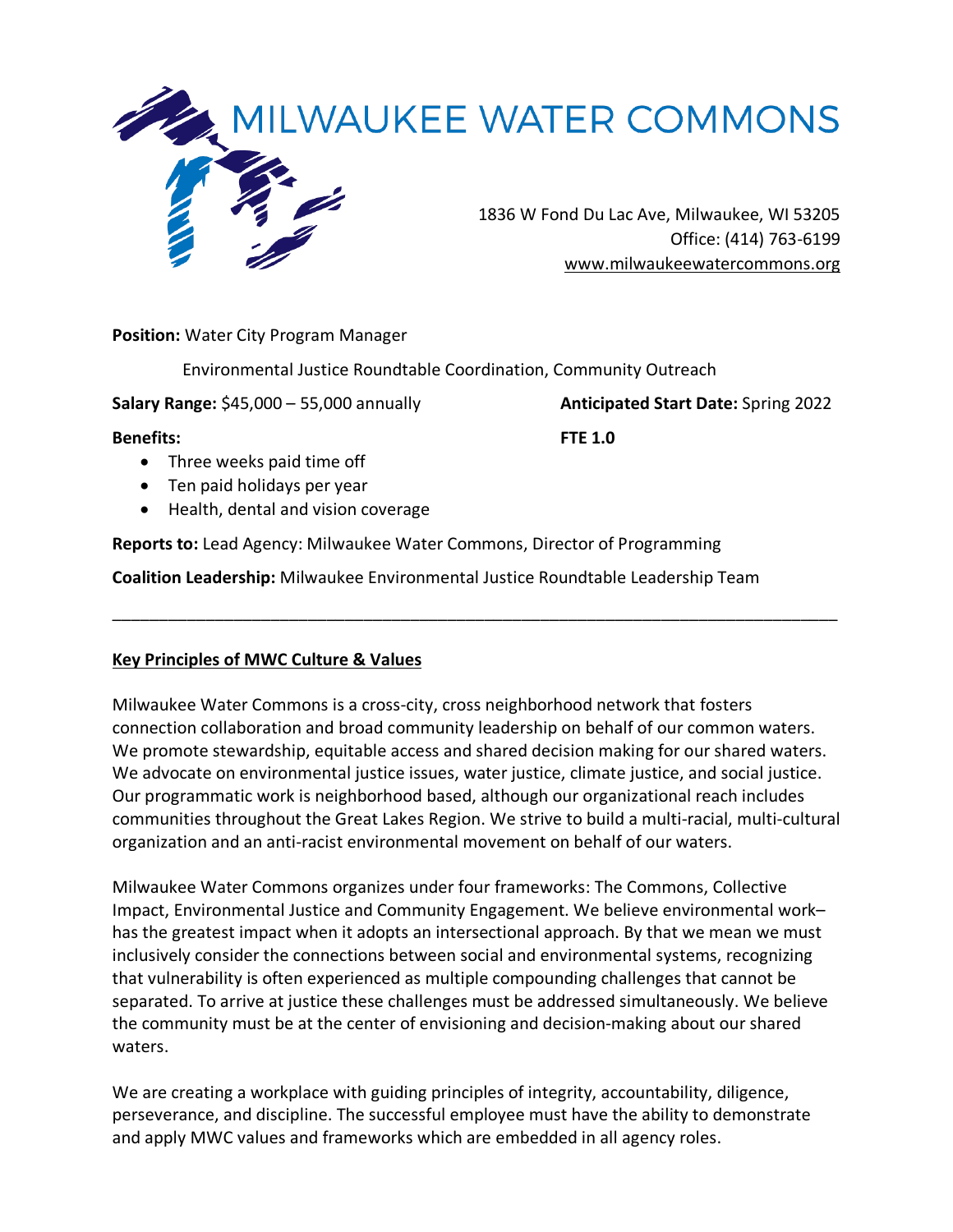# MILWAUKEE WATER COMMONS

1836 W Fond Du Lac Ave, Milwaukee, WI 53205
Office: (414) 763-6199
www.milwaukeewatercommons.org

**Position:** Water City Program Manager

Environmental Justice Roundtable Coordination, Community Outreach

**Salary Range:** $45,000 – 55,000 annually

**Anticipated Start Date:** Spring 2022

**Benefits:**

- Three weeks paid time off
- Ten paid holidays per year
- Health, dental and vision coverage

**FTE 1.0**

**Reports to:** Lead Agency: Milwaukee Water Commons, Director of Programming

**Coalition Leadership:** Milwaukee Environmental Justice Roundtable Leadership Team

---

## Key Principles of MWC Culture & Values

Milwaukee Water Commons is a cross-city, cross neighborhood network that fosters connection collaboration and broad community leadership on behalf of our common waters. We promote stewardship, equitable access and shared decision making for our shared waters. We advocate on environmental justice issues, water justice, climate justice, and social justice. Our programmatic work is neighborhood based, although our organizational reach includes communities throughout the Great Lakes Region. We strive to build a multi-racial, multi-cultural organization and an anti-racist environmental movement on behalf of our waters.

Milwaukee Water Commons organizes under four frameworks: The Commons, Collective Impact, Environmental Justice and Community Engagement. We believe environmental work– has the greatest impact when it adopts an intersectional approach. By that we mean we must inclusively consider the connections between social and environmental systems, recognizing that vulnerability is often experienced as multiple compounding challenges that cannot be separated. To arrive at justice these challenges must be addressed simultaneously. We believe the community must be at the center of envisioning and decision-making about our shared waters.

We are creating a workplace with guiding principles of integrity, accountability, diligence, perseverance, and discipline. The successful employee must have the ability to demonstrate and apply MWC values and frameworks which are embedded in all agency roles.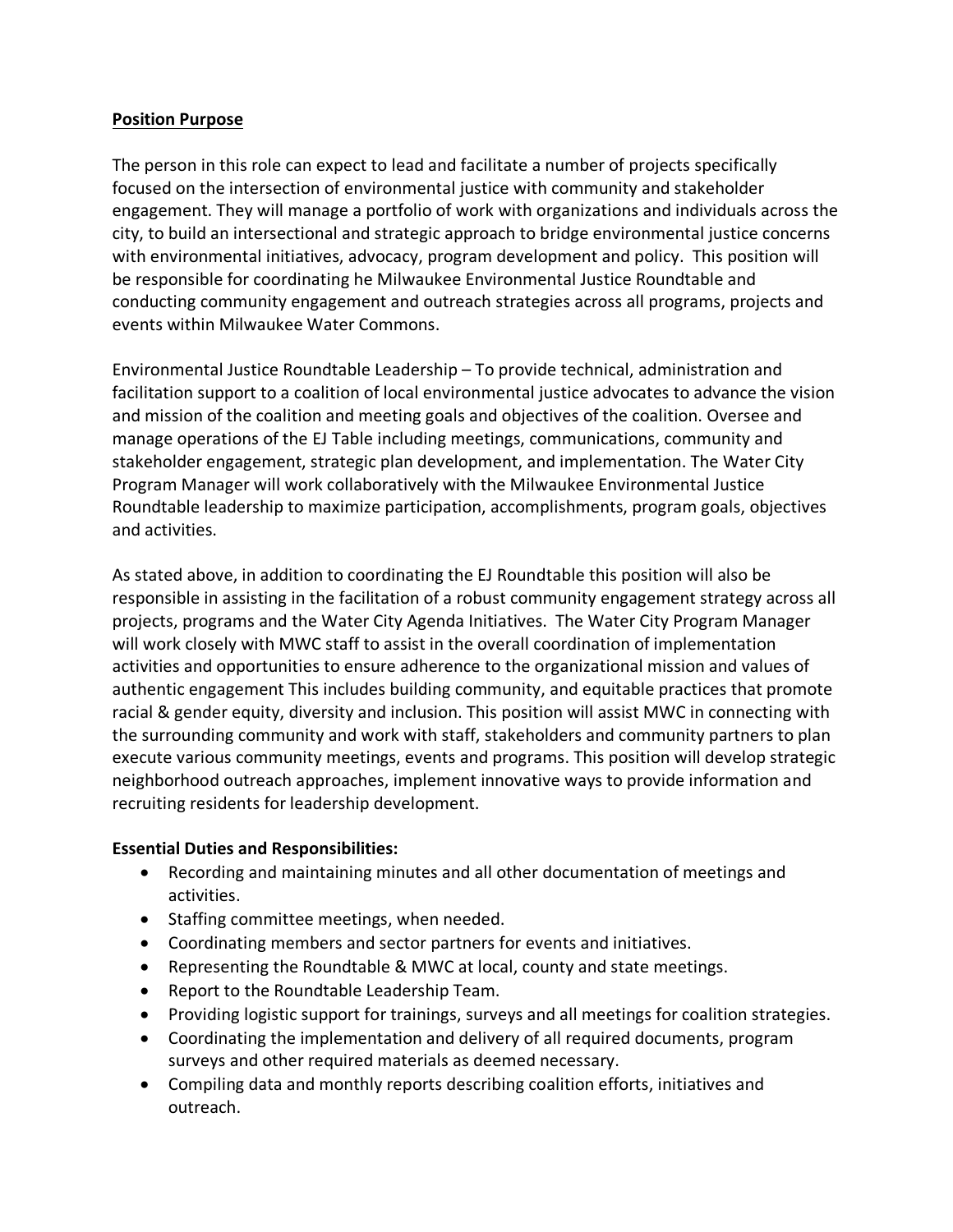**Position Purpose**

The person in this role can expect to lead and facilitate a number of projects specifically focused on the intersection of environmental justice with community and stakeholder engagement. They will manage a portfolio of work with organizations and individuals across the city, to build an intersectional and strategic approach to bridge environmental justice concerns with environmental initiatives, advocacy, program development and policy. This position will be responsible for coordinating he Milwaukee Environmental Justice Roundtable and conducting community engagement and outreach strategies across all programs, projects and events within Milwaukee Water Commons.

Environmental Justice Roundtable Leadership – To provide technical, administration and facilitation support to a coalition of local environmental justice advocates to advance the vision and mission of the coalition and meeting goals and objectives of the coalition. Oversee and manage operations of the EJ Table including meetings, communications, community and stakeholder engagement, strategic plan development, and implementation. The Water City Program Manager will work collaboratively with the Milwaukee Environmental Justice Roundtable leadership to maximize participation, accomplishments, program goals, objectives and activities.

As stated above, in addition to coordinating the EJ Roundtable this position will also be responsible in assisting in the facilitation of a robust community engagement strategy across all projects, programs and the Water City Agenda Initiatives. The Water City Program Manager will work closely with MWC staff to assist in the overall coordination of implementation activities and opportunities to ensure adherence to the organizational mission and values of authentic engagement This includes building community, and equitable practices that promote racial & gender equity, diversity and inclusion. This position will assist MWC in connecting with the surrounding community and work with staff, stakeholders and community partners to plan execute various community meetings, events and programs. This position will develop strategic neighborhood outreach approaches, implement innovative ways to provide information and recruiting residents for leadership development.

**Essential Duties and Responsibilities:**

- Recording and maintaining minutes and all other documentation of meetings and activities.
- Staffing committee meetings, when needed.
- Coordinating members and sector partners for events and initiatives.
- Representing the Roundtable & MWC at local, county and state meetings.
- Report to the Roundtable Leadership Team.
- Providing logistic support for trainings, surveys and all meetings for coalition strategies.
- Coordinating the implementation and delivery of all required documents, program surveys and other required materials as deemed necessary.
- Compiling data and monthly reports describing coalition efforts, initiatives and outreach.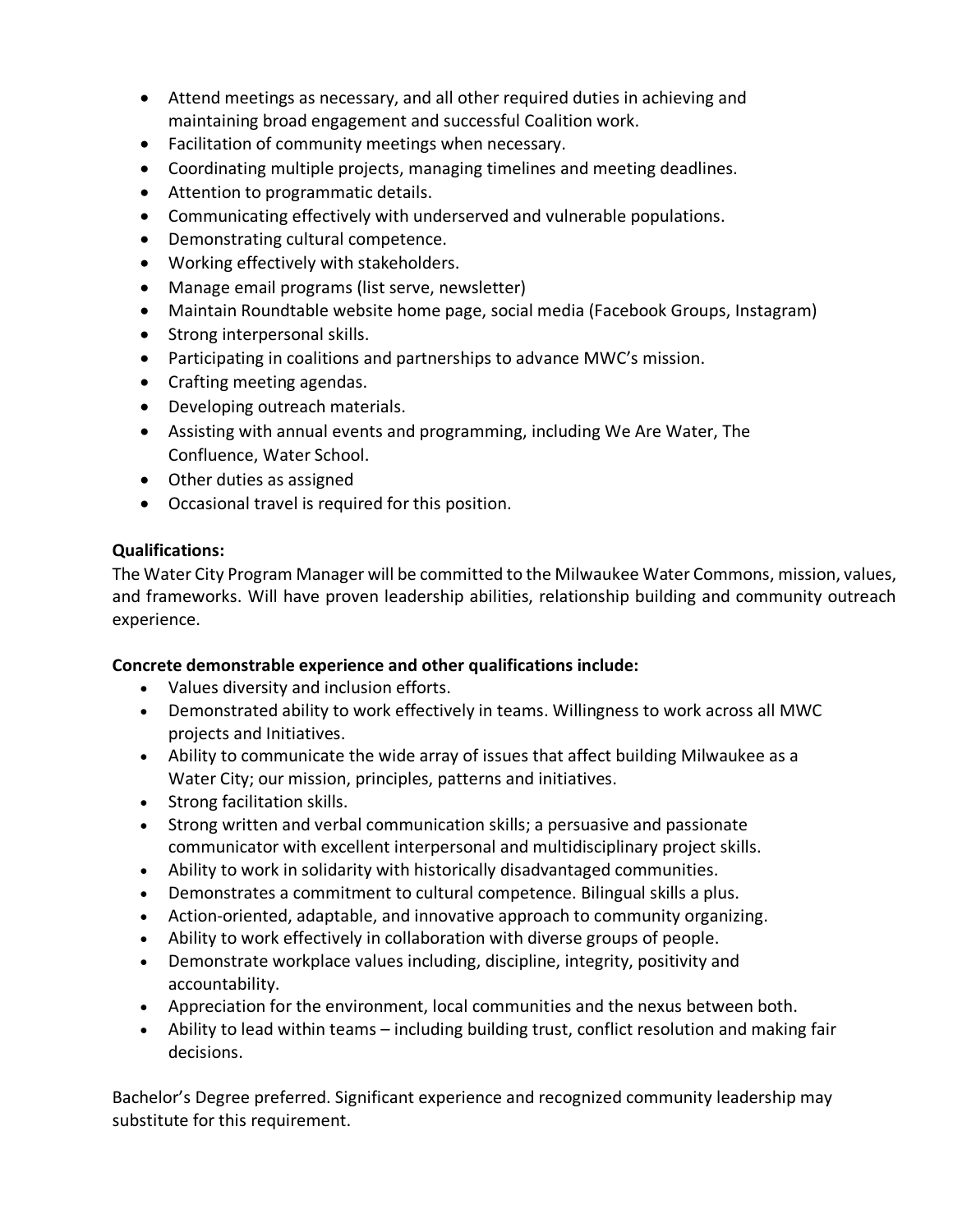- Attend meetings as necessary, and all other required duties in achieving and maintaining broad engagement and successful Coalition work.
- Facilitation of community meetings when necessary.
- Coordinating multiple projects, managing timelines and meeting deadlines.
- Attention to programmatic details.
- Communicating effectively with underserved and vulnerable populations.
- Demonstrating cultural competence.
- Working effectively with stakeholders.
- Manage email programs (list serve, newsletter)
- Maintain Roundtable website home page, social media (Facebook Groups, Instagram)
- Strong interpersonal skills.
- Participating in coalitions and partnerships to advance MWC's mission.
- Crafting meeting agendas.
- Developing outreach materials.
- Assisting with annual events and programming, including We Are Water, The Confluence, Water School.
- Other duties as assigned
- Occasional travel is required for this position.

**Qualifications:**

The Water City Program Manager will be committed to the Milwaukee Water Commons, mission, values, and frameworks. Will have proven leadership abilities, relationship building and community outreach experience.

**Concrete demonstrable experience and other qualifications include:**

- Values diversity and inclusion efforts.
- Demonstrated ability to work effectively in teams. Willingness to work across all MWC projects and Initiatives.
- Ability to communicate the wide array of issues that affect building Milwaukee as a Water City; our mission, principles, patterns and initiatives.
- Strong facilitation skills.
- Strong written and verbal communication skills; a persuasive and passionate communicator with excellent interpersonal and multidisciplinary project skills.
- Ability to work in solidarity with historically disadvantaged communities.
- Demonstrates a commitment to cultural competence. Bilingual skills a plus.
- Action-oriented, adaptable, and innovative approach to community organizing.
- Ability to work effectively in collaboration with diverse groups of people.
- Demonstrate workplace values including, discipline, integrity, positivity and accountability.
- Appreciation for the environment, local communities and the nexus between both.
- Ability to lead within teams – including building trust, conflict resolution and making fair decisions.

Bachelor's Degree preferred. Significant experience and recognized community leadership may substitute for this requirement.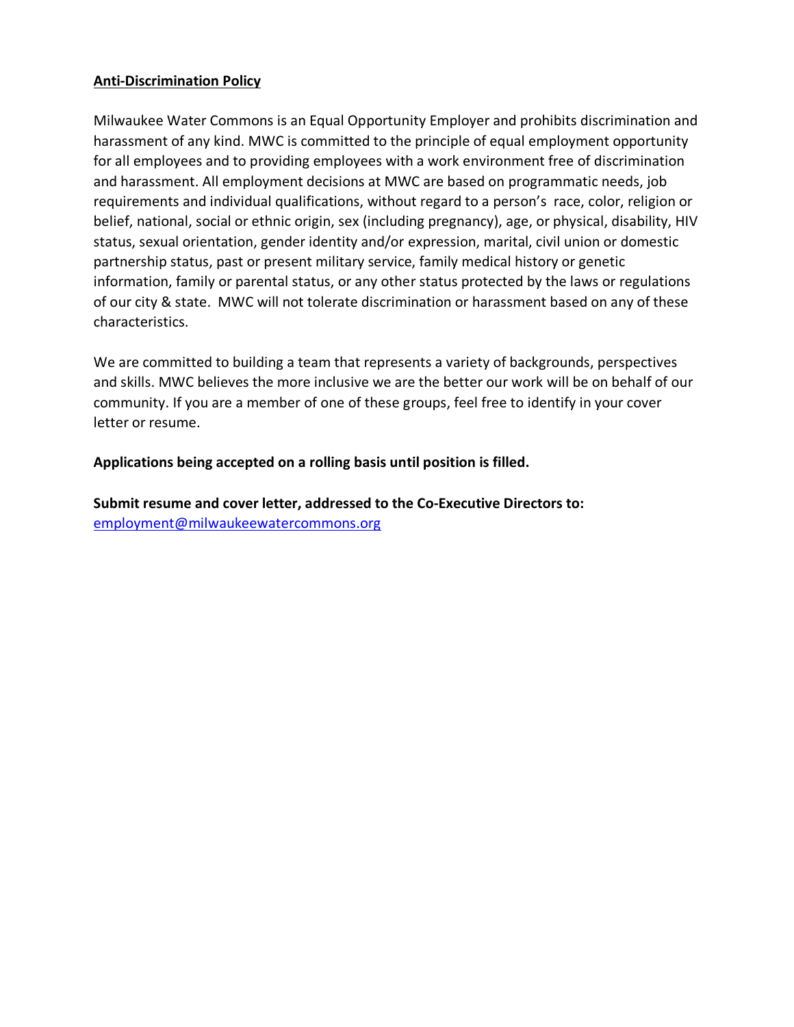**Anti-Discrimination Policy**

Milwaukee Water Commons is an Equal Opportunity Employer and prohibits discrimination and harassment of any kind. MWC is committed to the principle of equal employment opportunity for all employees and to providing employees with a work environment free of discrimination and harassment. All employment decisions at MWC are based on programmatic needs, job requirements and individual qualifications, without regard to a person's race, color, religion or belief, national, social or ethnic origin, sex (including pregnancy), age, or physical, disability, HIV status, sexual orientation, gender identity and/or expression, marital, civil union or domestic partnership status, past or present military service, family medical history or genetic information, family or parental status, or any other status protected by the laws or regulations of our city & state. MWC will not tolerate discrimination or harassment based on any of these characteristics.

We are committed to building a team that represents a variety of backgrounds, perspectives and skills. MWC believes the more inclusive we are the better our work will be on behalf of our community. If you are a member of one of these groups, feel free to identify in your cover letter or resume.

**Applications being accepted on a rolling basis until position is filled.**

**Submit resume and cover letter, addressed to the Co-Executive Directors to:**
employment@milwaukeewatercommons.org